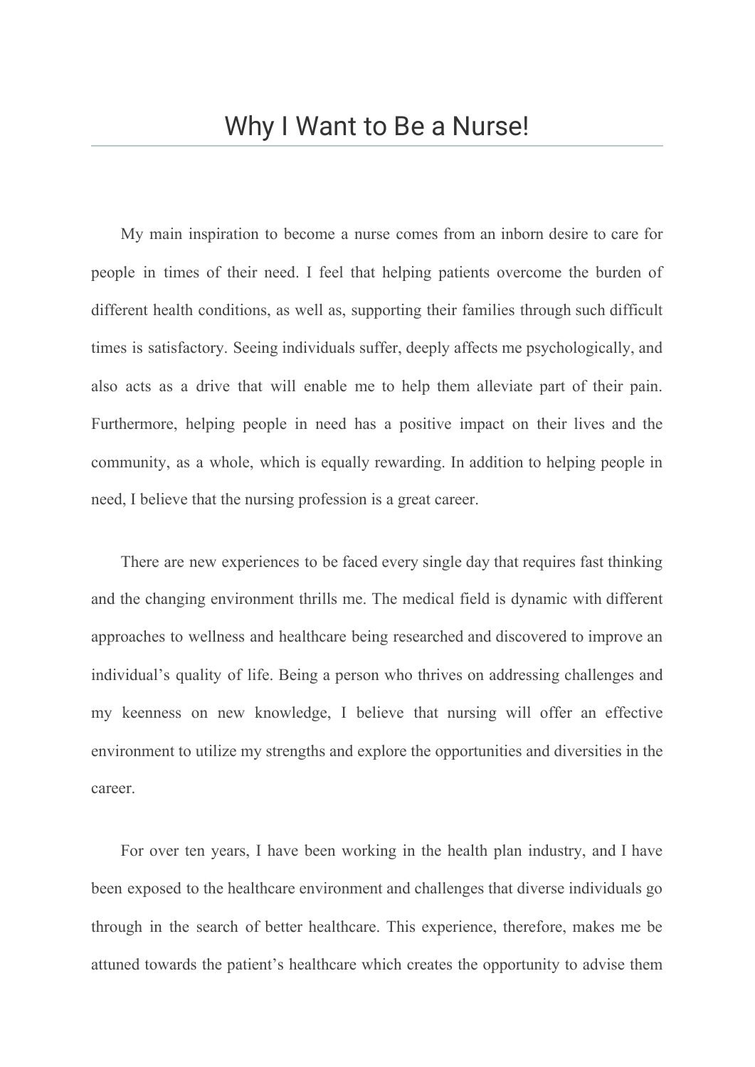# Why I Want to Be a Nurse!

My main inspiration to become a nurse comes from an inborn desire to care for people in times of their need. I feel that helping patients overcome the burden of different health conditions, as well as, supporting their families through such difficult times is satisfactory. Seeing individuals suffer, deeply affects me psychologically, and also acts as a drive that will enable me to help them alleviate part of their pain. Furthermore, helping people in need has a positive impact on their lives and the community, as a whole, which is equally rewarding. In addition to helping people in need, I believe that the nursing profession is a great career.

There are new experiences to be faced every single day that requires fast thinking and the changing environment thrills me. The medical field is dynamic with different approaches to wellness and healthcare being researched and discovered to improve an individual's quality of life. Being a person who thrives on addressing challenges and my keenness on new knowledge, I believe that nursing will offer an effective environment to utilize my strengths and explore the opportunities and diversities in the career.

For over ten years, I have been working in the health plan industry, and I have been exposed to the healthcare environment and challenges that diverse individuals go through in the search of better healthcare. This experience, therefore, makes me be attuned towards the patient's healthcare which creates the opportunity to advise them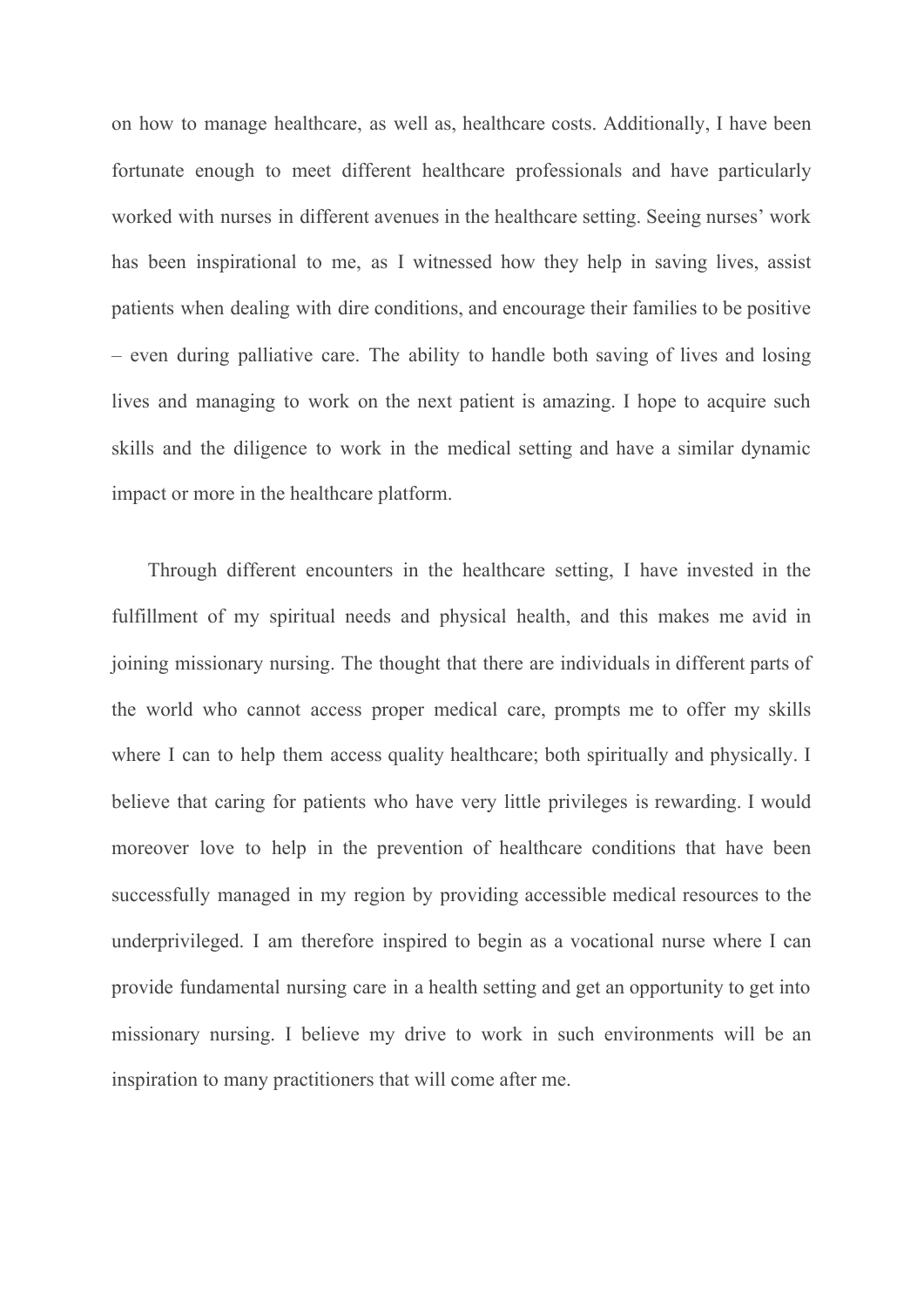on how to manage healthcare, as well as, healthcare costs. Additionally, I have been fortunate enough to meet different healthcare professionals and have particularly worked with nurses in different avenues in the healthcare setting. Seeing nurses' work has been inspirational to me, as I witnessed how they help in saving lives, assist patients when dealing with dire conditions, and encourage their families to be positive – even during palliative care. The ability to handle both saving of lives and losing lives and managing to work on the next patient is amazing. I hope to acquire such skills and the diligence to work in the medical setting and have a similar dynamic impact or more in the healthcare platform.

Through different encounters in the healthcare setting, I have invested in the fulfillment of my spiritual needs and physical health, and this makes me avid in joining missionary nursing. The thought that there are individuals in different parts of the world who cannot access proper medical care, prompts me to offer my skills where I can to help them access quality healthcare; both spiritually and physically. I believe that caring for patients who have very little privileges is rewarding. I would moreover love to help in the prevention of healthcare conditions that have been successfully managed in my region by providing accessible medical resources to the underprivileged. I am therefore inspired to begin as a vocational nurse where I can provide fundamental nursing care in a health setting and get an opportunity to get into missionary nursing. I believe my drive to work in such environments will be an inspiration to many practitioners that will come after me.